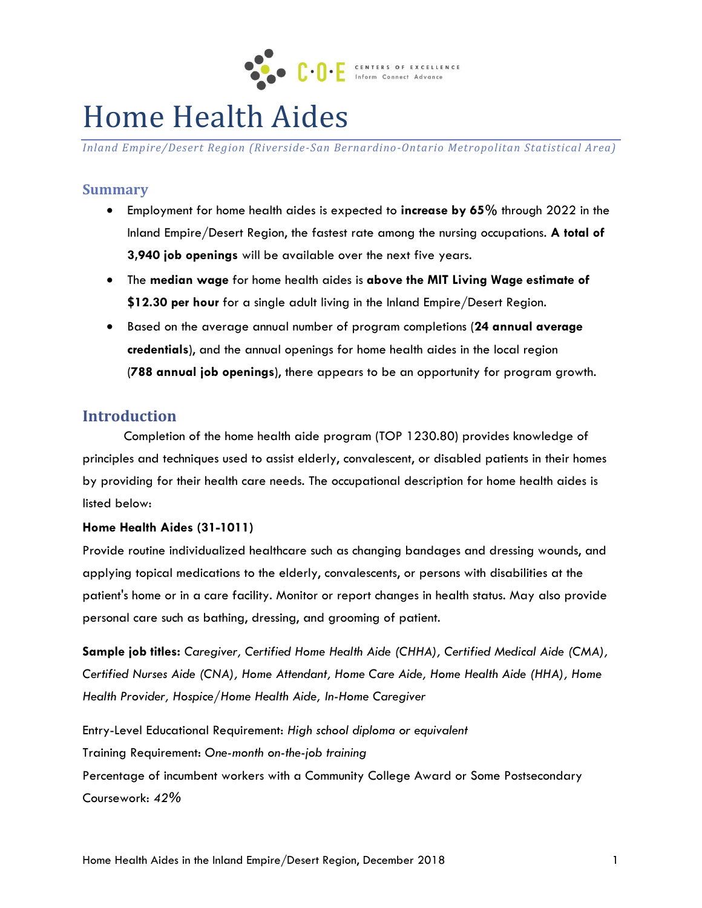# Home Health Aides

*Inland Empire/Desert Region (Riverside-San Bernardino-Ontario Metropolitan Statistical Area)*

## Summary

- Employment for home health aides is expected to **increase by 65%** through 2022 in the Inland Empire/Desert Region, the fastest rate among the nursing occupations. **A total of 3,940 job openings** will be available over the next five years.
- The **median wage** for home health aides is **above the MIT Living Wage estimate of $12.30 per hour** for a single adult living in the Inland Empire/Desert Region.
- Based on the average annual number of program completions (**24 annual average credentials**), and the annual openings for home health aides in the local region (**788 annual job openings**), there appears to be an opportunity for program growth.

## Introduction

Completion of the home health aide program (TOP 1230.80) provides knowledge of principles and techniques used to assist elderly, convalescent, or disabled patients in their homes by providing for their health care needs. The occupational description for home health aides is listed below:

**Home Health Aides (31-1011)**

Provide routine individualized healthcare such as changing bandages and dressing wounds, and applying topical medications to the elderly, convalescents, or persons with disabilities at the patient's home or in a care facility. Monitor or report changes in health status. May also provide personal care such as bathing, dressing, and grooming of patient.

**Sample job titles:** *Caregiver, Certified Home Health Aide (CHHA), Certified Medical Aide (CMA), Certified Nurses Aide (CNA), Home Attendant, Home Care Aide, Home Health Aide (HHA), Home Health Provider, Hospice/Home Health Aide, In-Home Caregiver*

Entry-Level Educational Requirement: *High school diploma or equivalent*
Training Requirement: *One-month on-the-job training*
Percentage of incumbent workers with a Community College Award or Some Postsecondary Coursework: *42%*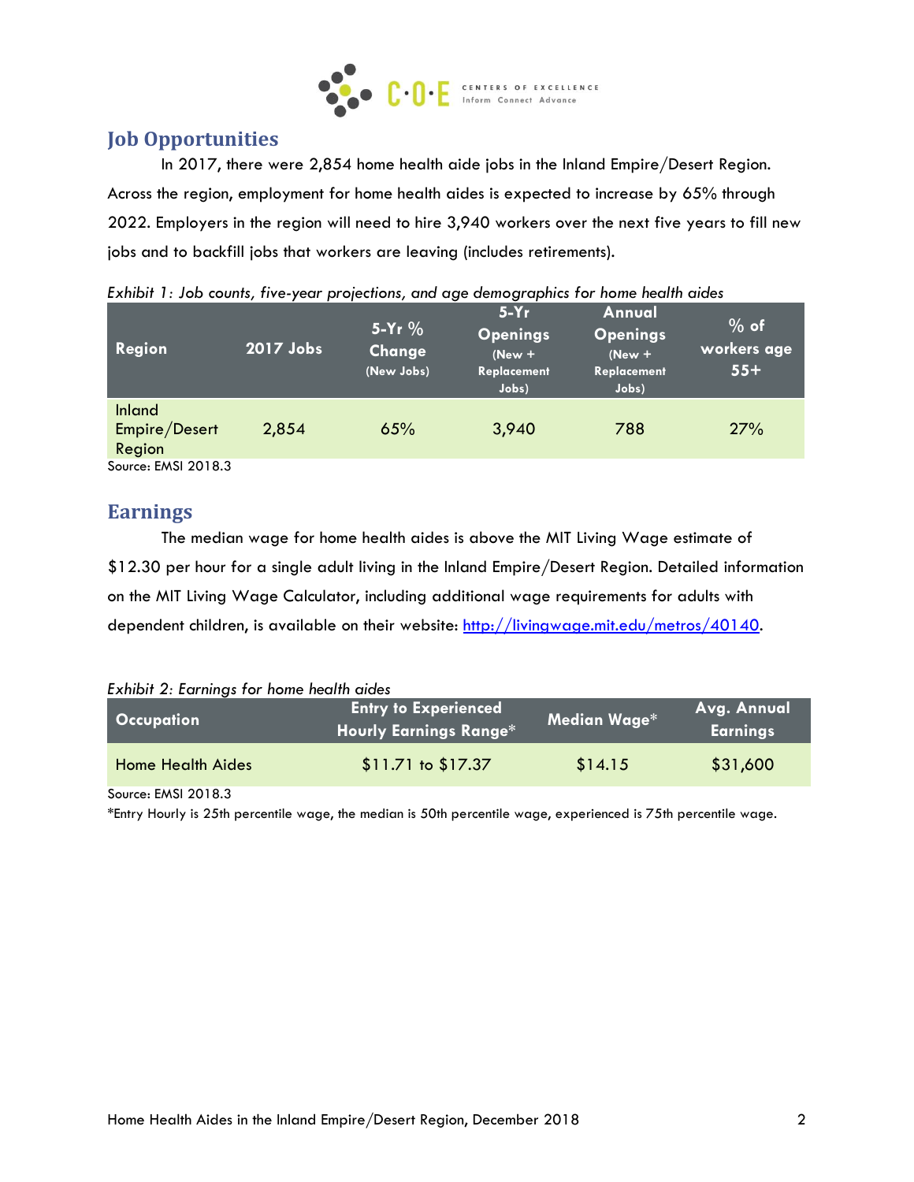## Job Opportunities

In 2017, there were 2,854 home health aide jobs in the Inland Empire/Desert Region. Across the region, employment for home health aides is expected to increase by 65% through 2022. Employers in the region will need to hire 3,940 workers over the next five years to fill new jobs and to backfill jobs that workers are leaving (includes retirements).

*Exhibit 1: Job counts, five-year projections, and age demographics for home health aides*

| Region | 2017 Jobs | 5-Yr % Change (New Jobs) | 5-Yr Openings (New + Replacement Jobs) | Annual Openings (New + Replacement Jobs) | % of workers age 55+ |
|---|---|---|---|---|---|
| Inland Empire/Desert Region | 2,854 | 65% | 3,940 | 788 | 27% |

Source: EMSI 2018.3

## Earnings

The median wage for home health aides is above the MIT Living Wage estimate of $12.30 per hour for a single adult living in the Inland Empire/Desert Region. Detailed information on the MIT Living Wage Calculator, including additional wage requirements for adults with dependent children, is available on their website: [http://livingwage.mit.edu/metros/40140](http://livingwage.mit.edu/metros/40140).

*Exhibit 2: Earnings for home health aides*

| Occupation | Entry to Experienced Hourly Earnings Range* | Median Wage* | Avg. Annual Earnings |
|---|---|---|---|
| Home Health Aides | $11.71 to $17.37 | $14.15 | $31,600 |

Source: EMSI 2018.3

*Entry Hourly is 25th percentile wage, the median is 50th percentile wage, experienced is 75th percentile wage.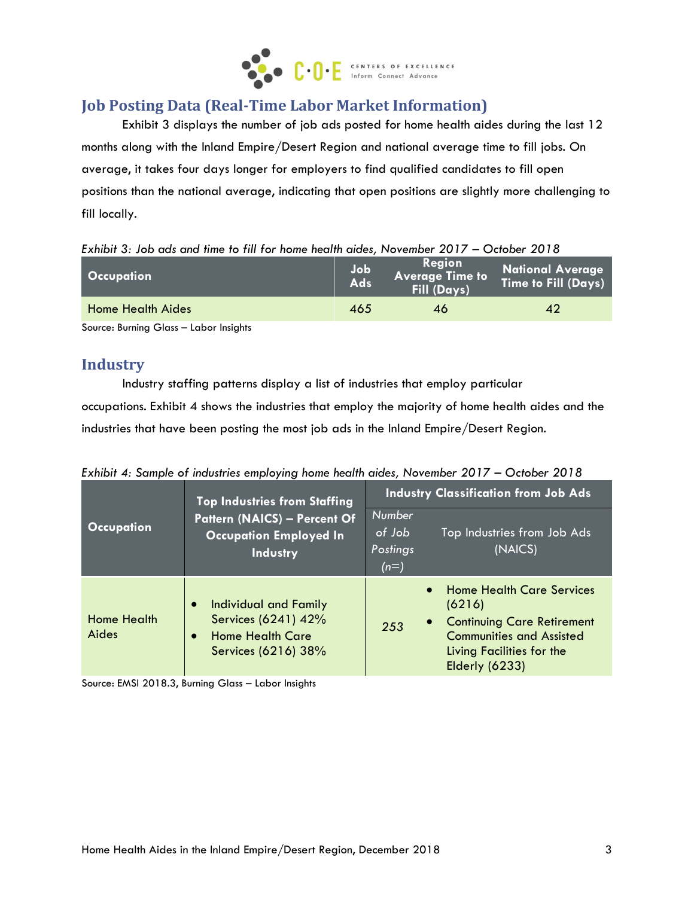## Job Posting Data (Real-Time Labor Market Information)

Exhibit 3 displays the number of job ads posted for home health aides during the last 12 months along with the Inland Empire/Desert Region and national average time to fill jobs. On average, it takes four days longer for employers to find qualified candidates to fill open positions than the national average, indicating that open positions are slightly more challenging to fill locally.

*Exhibit 3: Job ads and time to fill for home health aides, November 2017 – October 2018*

| Occupation | Job Ads | Region Average Time to Fill (Days) | National Average Time to Fill (Days) |
|---|---|---|---|
| Home Health Aides | 465 | 46 | 42 |

Source: Burning Glass – Labor Insights

## Industry

Industry staffing patterns display a list of industries that employ particular occupations. Exhibit 4 shows the industries that employ the majority of home health aides and the industries that have been posting the most job ads in the Inland Empire/Desert Region.

*Exhibit 4: Sample of industries employing home health aides, November 2017 – October 2018*

| Occupation | Top Industries from Staffing Pattern (NAICS) – Percent Of Occupation Employed In Industry | Industry Classification from Job Ads | |
|---|---|---|---|
| | | *Number of Job Postings (n=)* | Top Industries from Job Ads (NAICS) |
| Home Health Aides | • Individual and Family Services (6241) 42%<br>• Home Health Care Services (6216) 38% | *253* | • Home Health Care Services (6216)<br>• Continuing Care Retirement Communities and Assisted Living Facilities for the Elderly (6233) |

Source: EMSI 2018.3, Burning Glass – Labor Insights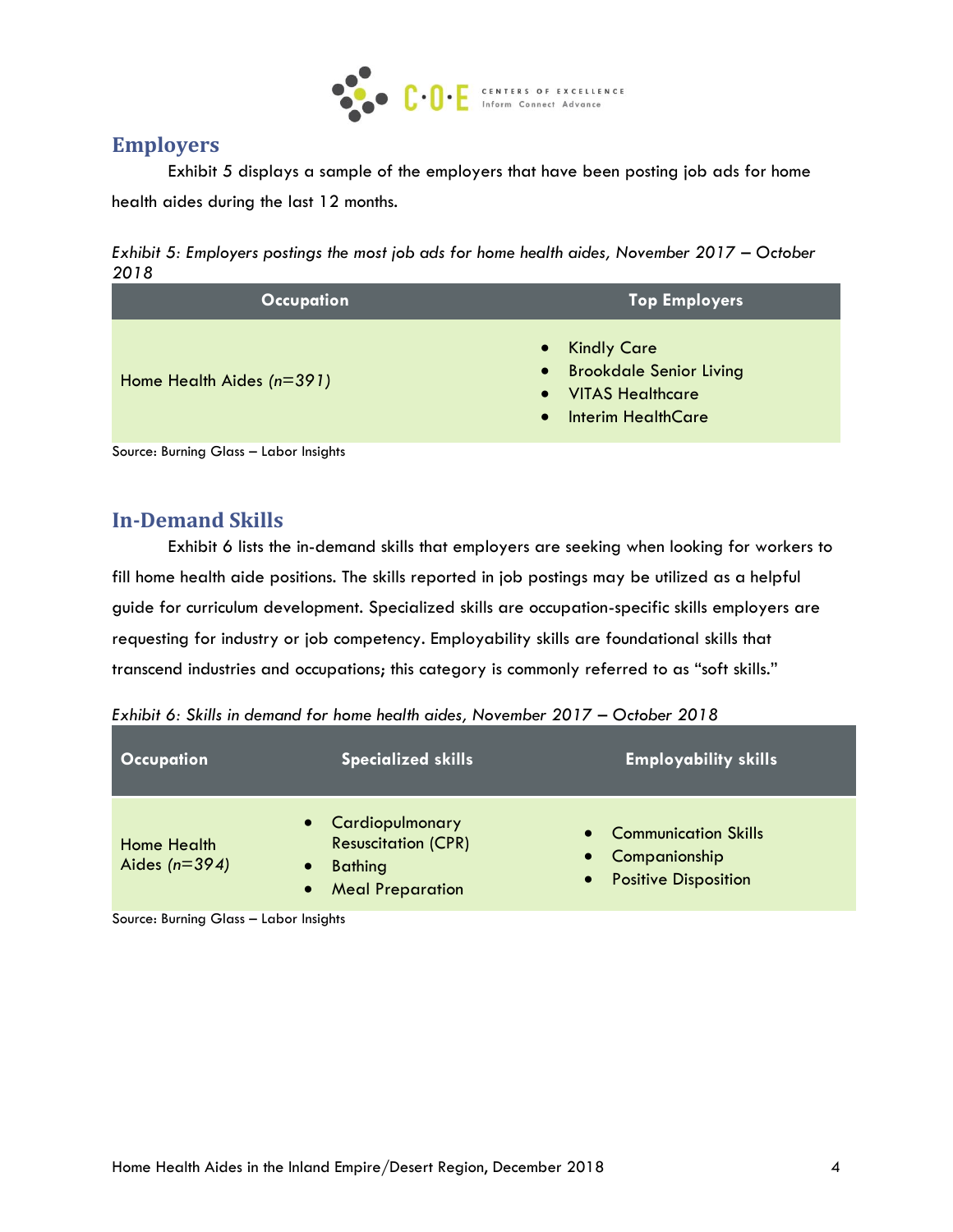## Employers

Exhibit 5 displays a sample of the employers that have been posting job ads for home health aides during the last 12 months.

*Exhibit 5: Employers postings the most job ads for home health aides, November 2017 – October 2018*

| Occupation | Top Employers |
|---|---|
| Home Health Aides (*n=391*) | • Kindly Care<br>• Brookdale Senior Living<br>• VITAS Healthcare<br>• Interim HealthCare |

Source: Burning Glass – Labor Insights

## In-Demand Skills

Exhibit 6 lists the in-demand skills that employers are seeking when looking for workers to fill home health aide positions. The skills reported in job postings may be utilized as a helpful guide for curriculum development. Specialized skills are occupation-specific skills employers are requesting for industry or job competency. Employability skills are foundational skills that transcend industries and occupations; this category is commonly referred to as "soft skills."

*Exhibit 6: Skills in demand for home health aides, November 2017 – October 2018*

| Occupation | Specialized skills | Employability skills |
|---|---|---|
| Home Health Aides (*n=394*) | • Cardiopulmonary Resuscitation (CPR)<br>• Bathing<br>• Meal Preparation | • Communication Skills<br>• Companionship<br>• Positive Disposition |

Source: Burning Glass – Labor Insights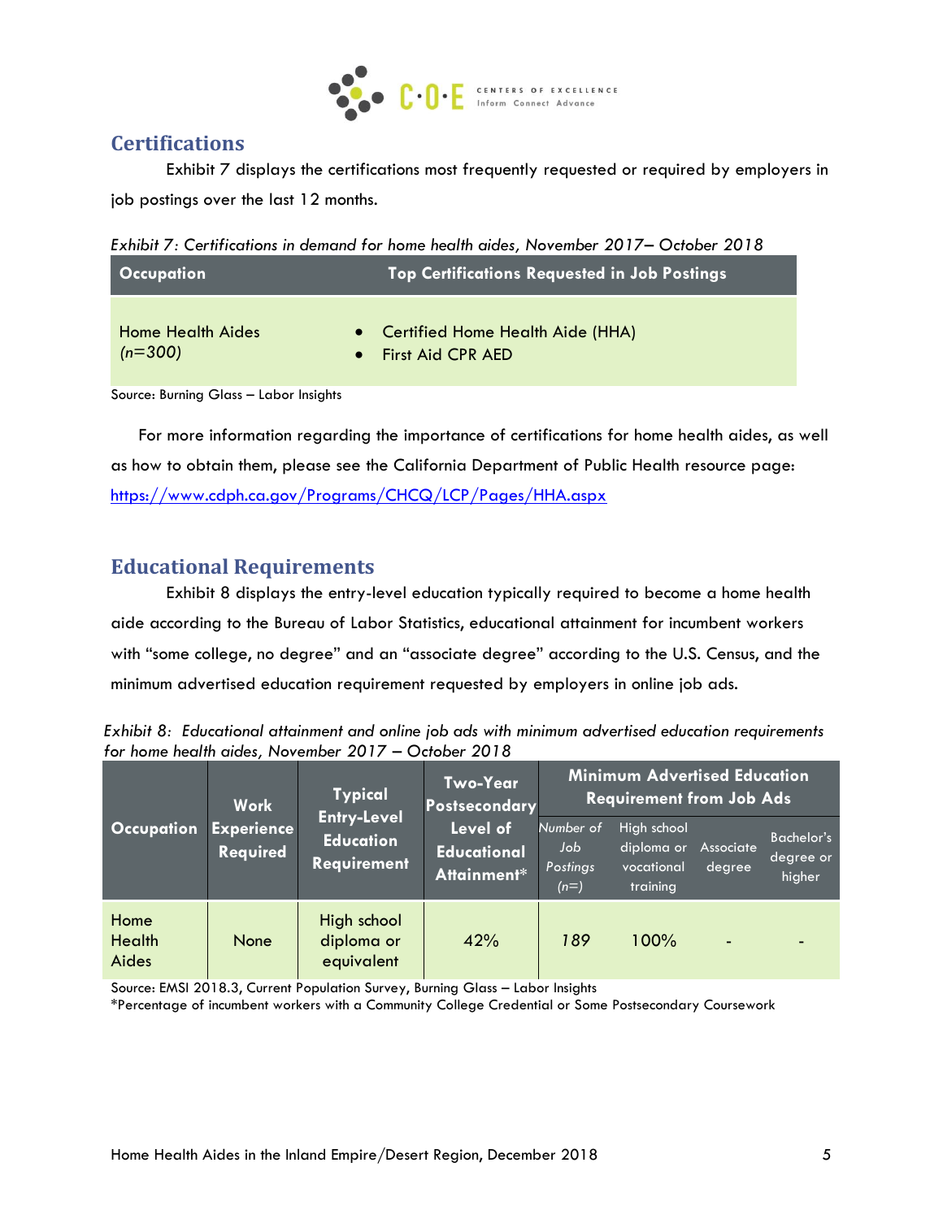## Certifications

Exhibit 7 displays the certifications most frequently requested or required by employers in job postings over the last 12 months.

*Exhibit 7: Certifications in demand for home health aides, November 2017– October 2018*

| Occupation | Top Certifications Requested in Job Postings |
|---|---|
| Home Health Aides *(n=300)* | • Certified Home Health Aide (HHA)<br>• First Aid CPR AED |

Source: Burning Glass – Labor Insights

For more information regarding the importance of certifications for home health aides, as well as how to obtain them, please see the California Department of Public Health resource page: [https://www.cdph.ca.gov/Programs/CHCQ/LCP/Pages/HHA.aspx](https://www.cdph.ca.gov/Programs/CHCQ/LCP/Pages/HHA.aspx)

## Educational Requirements

Exhibit 8 displays the entry-level education typically required to become a home health aide according to the Bureau of Labor Statistics, educational attainment for incumbent workers with "some college, no degree" and an "associate degree" according to the U.S. Census, and the minimum advertised education requirement requested by employers in online job ads.

*Exhibit 8: Educational attainment and online job ads with minimum advertised education requirements for home health aides, November 2017 – October 2018*

| Occupation | Work Experience Required | Typical Entry-Level Education Requirement | Two-Year Postsecondary Level of Educational Attainment* | Minimum Advertised Education Requirement from Job Ads | | | |
|---|---|---|---|---|---|---|---|
| | | | | *Number of Job Postings (n=)* | High school diploma or vocational training | Associate degree | Bachelor's degree or higher |
| Home Health Aides | None | High school diploma or equivalent | 42% | *189* | 100% | - | - |

Source: EMSI 2018.3, Current Population Survey, Burning Glass – Labor Insights
*Percentage of incumbent workers with a Community College Credential or Some Postsecondary Coursework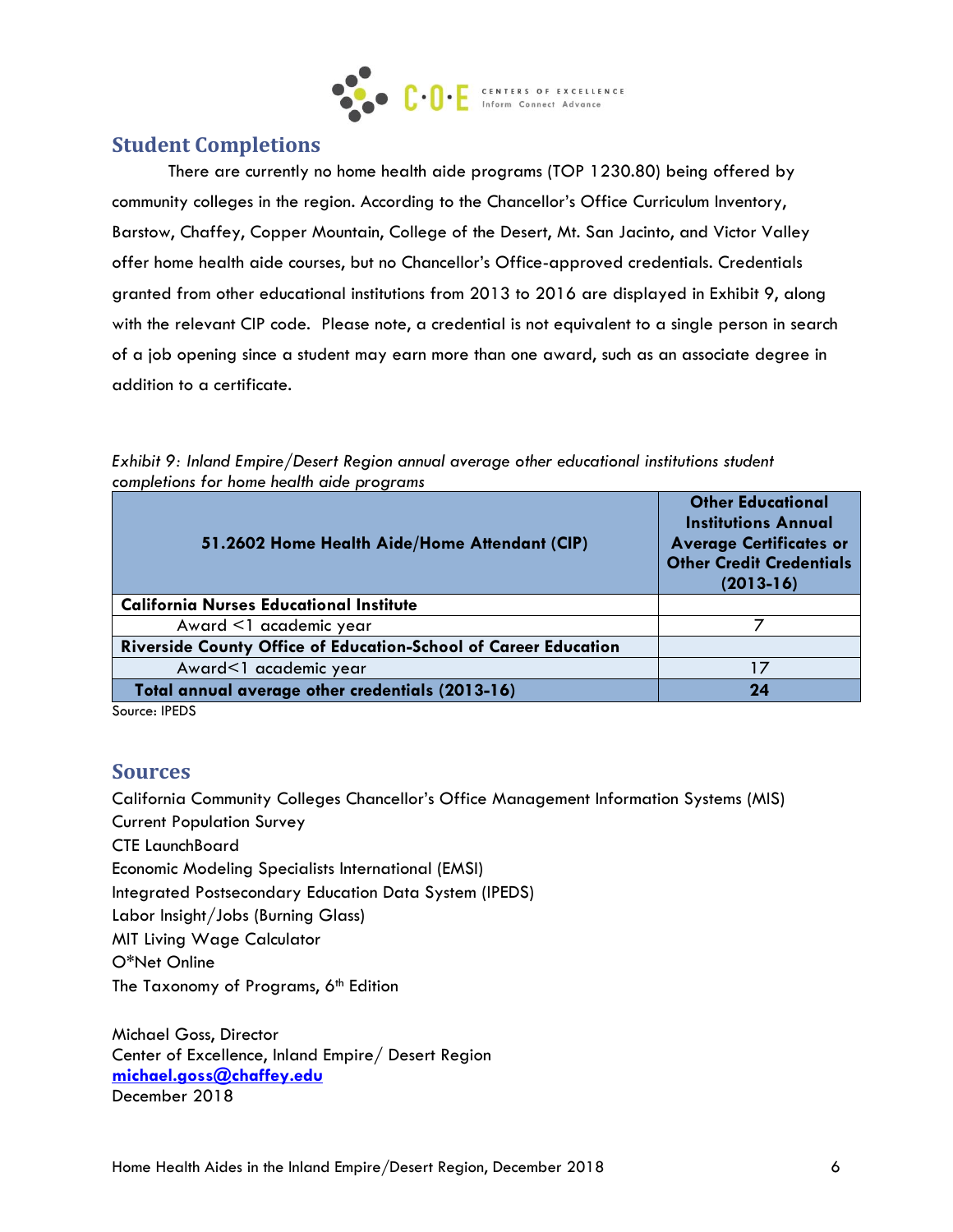## Student Completions

There are currently no home health aide programs (TOP 1230.80) being offered by community colleges in the region. According to the Chancellor's Office Curriculum Inventory, Barstow, Chaffey, Copper Mountain, College of the Desert, Mt. San Jacinto, and Victor Valley offer home health aide courses, but no Chancellor's Office-approved credentials. Credentials granted from other educational institutions from 2013 to 2016 are displayed in Exhibit 9, along with the relevant CIP code. Please note, a credential is not equivalent to a single person in search of a job opening since a student may earn more than one award, such as an associate degree in addition to a certificate.

*Exhibit 9: Inland Empire/Desert Region annual average other educational institutions student completions for home health aide programs*

| 51.2602 Home Health Aide/Home Attendant (CIP) | Other Educational Institutions Annual Average Certificates or Other Credit Credentials (2013-16) |
|---|---|
| **California Nurses Educational Institute** | |
| Award <1 academic year | 7 |
| **Riverside County Office of Education-School of Career Education** | |
| Award<1 academic year | 17 |
| **Total annual average other credentials (2013-16)** | **24** |

Source: IPEDS

## Sources

California Community Colleges Chancellor's Office Management Information Systems (MIS)
Current Population Survey
CTE LaunchBoard
Economic Modeling Specialists International (EMSI)
Integrated Postsecondary Education Data System (IPEDS)
Labor Insight/Jobs (Burning Glass)
MIT Living Wage Calculator
O*Net Online
The Taxonomy of Programs, 6th Edition

Michael Goss, Director
Center of Excellence, Inland Empire/ Desert Region
**michael.goss@chaffey.edu**
December 2018